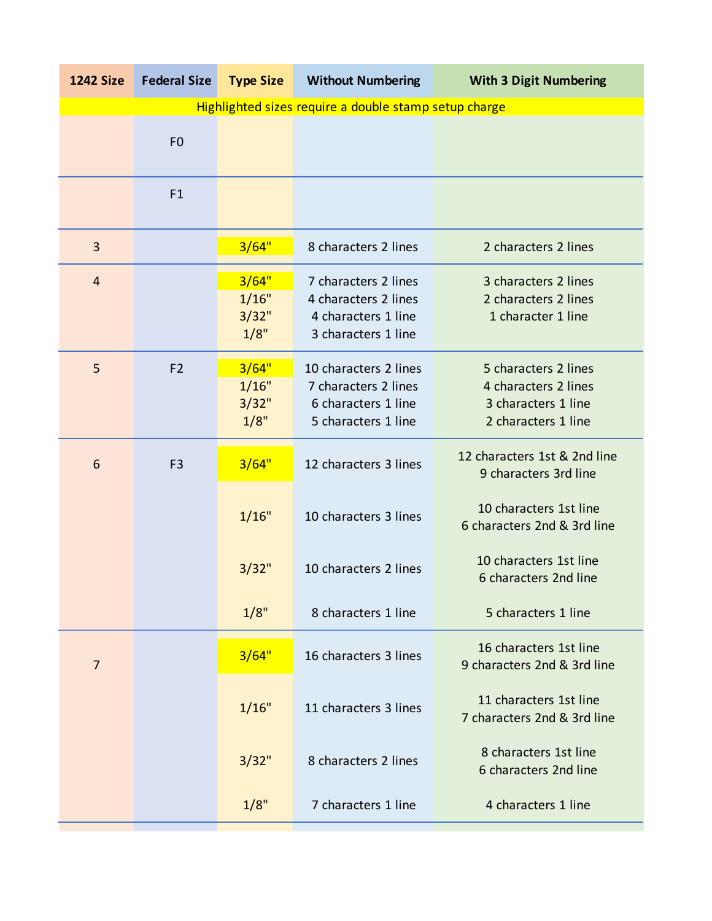| 1242 Size | Federal Size | Type Size | Without Numbering | With 3 Digit Numbering |
|---|---|---|---|---|
| Highlighted sizes require a double stamp setup charge | | | | |
| | F0 | | | |
| | F1 | | | |
| 3 | | 3/64" | 8 characters 2 lines | 2 characters 2 lines |
| 4 | | 3/64" | 7 characters 2 lines | 3 characters 2 lines |
| | | 1/16" | 4 characters 2 lines | 2 characters 2 lines |
| | | 3/32" | 4 characters 1 line | 1 character 1 line |
| | | 1/8" | 3 characters 1 line | |
| 5 | F2 | 3/64" | 10 characters 2 lines | 5 characters 2 lines |
| | | 1/16" | 7 characters 2 lines | 4 characters 2 lines |
| | | 3/32" | 6 characters 1 line | 3 characters 1 line |
| | | 1/8" | 5 characters 1 line | 2 characters 1 line |
| 6 | F3 | 3/64" | 12 characters 3 lines | 12 characters 1st & 2nd line<br>9 characters 3rd line |
| | | 1/16" | 10 characters 3 lines | 10 characters 1st line<br>6 characters 2nd & 3rd line |
| | | 3/32" | 10 characters 2 lines | 10 characters 1st line<br>6 characters 2nd line |
| | | 1/8" | 8 characters 1 line | 5 characters 1 line |
| 7 | | 3/64" | 16 characters 3 lines | 16 characters 1st line<br>9 characters 2nd & 3rd line |
| | | 1/16" | 11 characters 3 lines | 11 characters 1st line<br>7 characters 2nd & 3rd line |
| | | 3/32" | 8 characters 2 lines | 8 characters 1st line<br>6 characters 2nd line |
| | | 1/8" | 7 characters 1 line | 4 characters 1 line |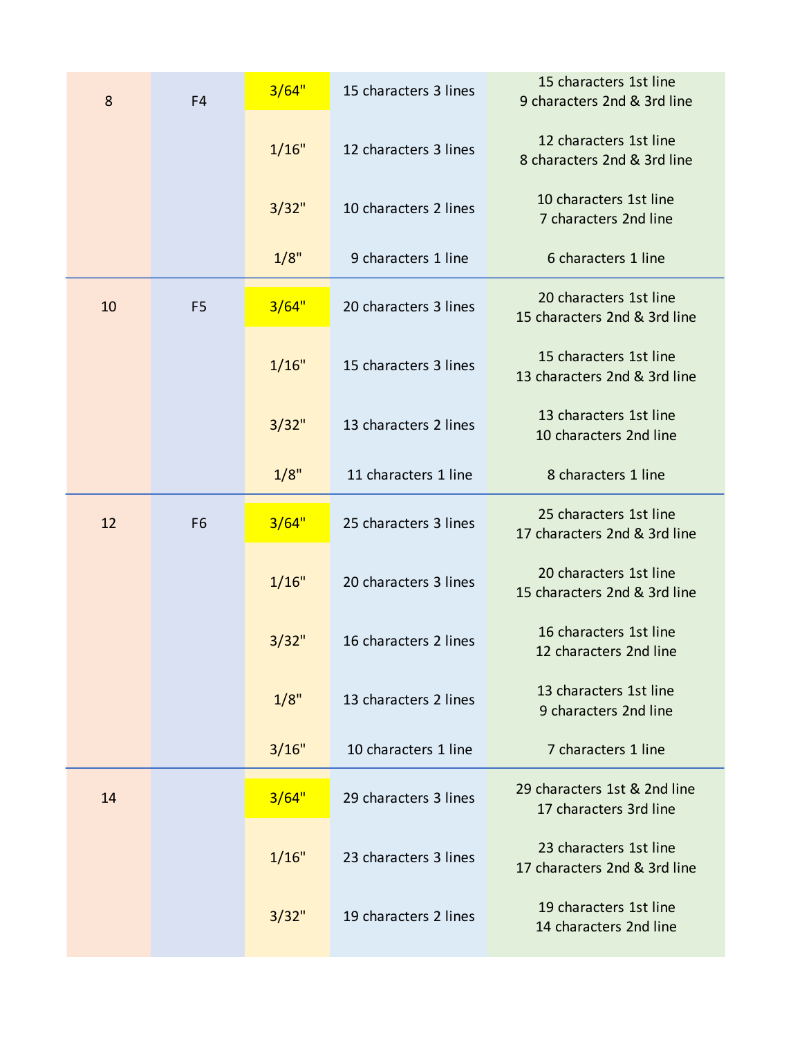| | | | | |
|---|---|---|---|---|
| 8 | F4 | 3/64" | 15 characters 3 lines | 15 characters 1st line<br>9 characters 2nd & 3rd line |
| | | 1/16" | 12 characters 3 lines | 12 characters 1st line<br>8 characters 2nd & 3rd line |
| | | 3/32" | 10 characters 2 lines | 10 characters 1st line<br>7 characters 2nd line |
| | | 1/8" | 9 characters 1 line | 6 characters 1 line |
| 10 | F5 | 3/64" | 20 characters 3 lines | 20 characters 1st line<br>15 characters 2nd & 3rd line |
| | | 1/16" | 15 characters 3 lines | 15 characters 1st line<br>13 characters 2nd & 3rd line |
| | | 3/32" | 13 characters 2 lines | 13 characters 1st line<br>10 characters 2nd line |
| | | 1/8" | 11 characters 1 line | 8 characters 1 line |
| 12 | F6 | 3/64" | 25 characters 3 lines | 25 characters 1st line<br>17 characters 2nd & 3rd line |
| | | 1/16" | 20 characters 3 lines | 20 characters 1st line<br>15 characters 2nd & 3rd line |
| | | 3/32" | 16 characters 2 lines | 16 characters 1st line<br>12 characters 2nd line |
| | | 1/8" | 13 characters 2 lines | 13 characters 1st line<br>9 characters 2nd line |
| | | 3/16" | 10 characters 1 line | 7 characters 1 line |
| 14 | | 3/64" | 29 characters 3 lines | 29 characters 1st & 2nd line<br>17 characters 3rd line |
| | | 1/16" | 23 characters 3 lines | 23 characters 1st line<br>17 characters 2nd & 3rd line |
| | | 3/32" | 19 characters 2 lines | 19 characters 1st line<br>14 characters 2nd line |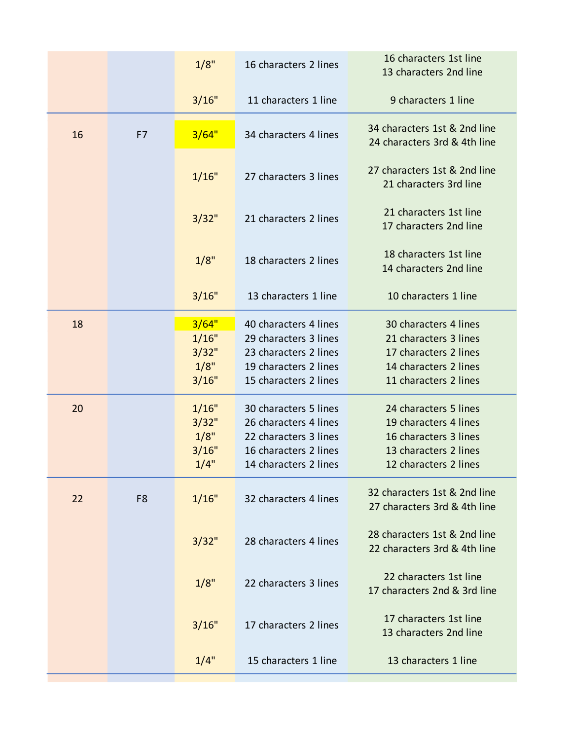| | | | | |
|---|---|---|---|---|
| | | 1/8" | 16 characters 2 lines | 16 characters 1st line<br>13 characters 2nd line |
| | | 3/16" | 11 characters 1 line | 9 characters 1 line |
| 16 | F7 | 3/64" | 34 characters 4 lines | 34 characters 1st & 2nd line<br>24 characters 3rd & 4th line |
| | | 1/16" | 27 characters 3 lines | 27 characters 1st & 2nd line<br>21 characters 3rd line |
| | | 3/32" | 21 characters 2 lines | 21 characters 1st line<br>17 characters 2nd line |
| | | 1/8" | 18 characters 2 lines | 18 characters 1st line<br>14 characters 2nd line |
| | | 3/16" | 13 characters 1 line | 10 characters 1 line |
| 18 | | 3/64" | 40 characters 4 lines | 30 characters 4 lines |
| | | 1/16" | 29 characters 3 lines | 21 characters 3 lines |
| | | 3/32" | 23 characters 2 lines | 17 characters 2 lines |
| | | 1/8" | 19 characters 2 lines | 14 characters 2 lines |
| | | 3/16" | 15 characters 2 lines | 11 characters 2 lines |
| 20 | | 1/16" | 30 characters 5 lines | 24 characters 5 lines |
| | | 3/32" | 26 characters 4 lines | 19 characters 4 lines |
| | | 1/8" | 22 characters 3 lines | 16 characters 3 lines |
| | | 3/16" | 16 characters 2 lines | 13 characters 2 lines |
| | | 1/4" | 14 characters 2 lines | 12 characters 2 lines |
| 22 | F8 | 1/16" | 32 characters 4 lines | 32 characters 1st & 2nd line<br>27 characters 3rd & 4th line |
| | | 3/32" | 28 characters 4 lines | 28 characters 1st & 2nd line<br>22 characters 3rd & 4th line |
| | | 1/8" | 22 characters 3 lines | 22 characters 1st line<br>17 characters 2nd & 3rd line |
| | | 3/16" | 17 characters 2 lines | 17 characters 1st line<br>13 characters 2nd line |
| | | 1/4" | 15 characters 1 line | 13 characters 1 line |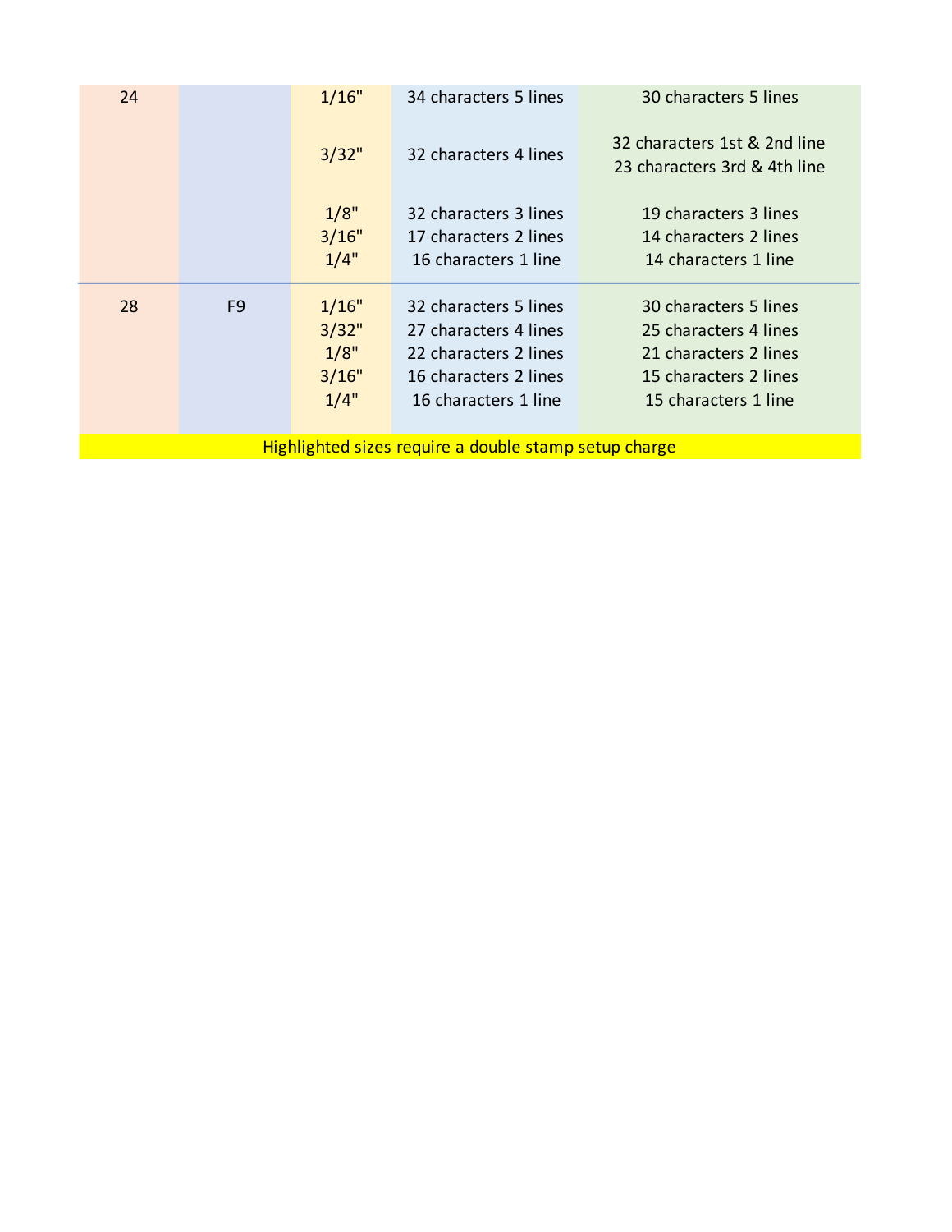| | | | | |
|---|---|---|---|---|
| 24 | | 1/16" | 34 characters 5 lines | 30 characters 5 lines |
| | | 3/32" | 32 characters 4 lines | 32 characters 1st & 2nd line<br>23 characters 3rd & 4th line |
| | | 1/8" | 32 characters 3 lines | 19 characters 3 lines |
| | | 3/16" | 17 characters 2 lines | 14 characters 2 lines |
| | | 1/4" | 16 characters 1 line | 14 characters 1 line |
| 28 | F9 | 1/16" | 32 characters 5 lines | 30 characters 5 lines |
| | | 3/32" | 27 characters 4 lines | 25 characters 4 lines |
| | | 1/8" | 22 characters 2 lines | 21 characters 2 lines |
| | | 3/16" | 16 characters 2 lines | 15 characters 2 lines |
| | | 1/4" | 16 characters 1 line | 15 characters 1 line |

Highlighted sizes require a double stamp setup charge